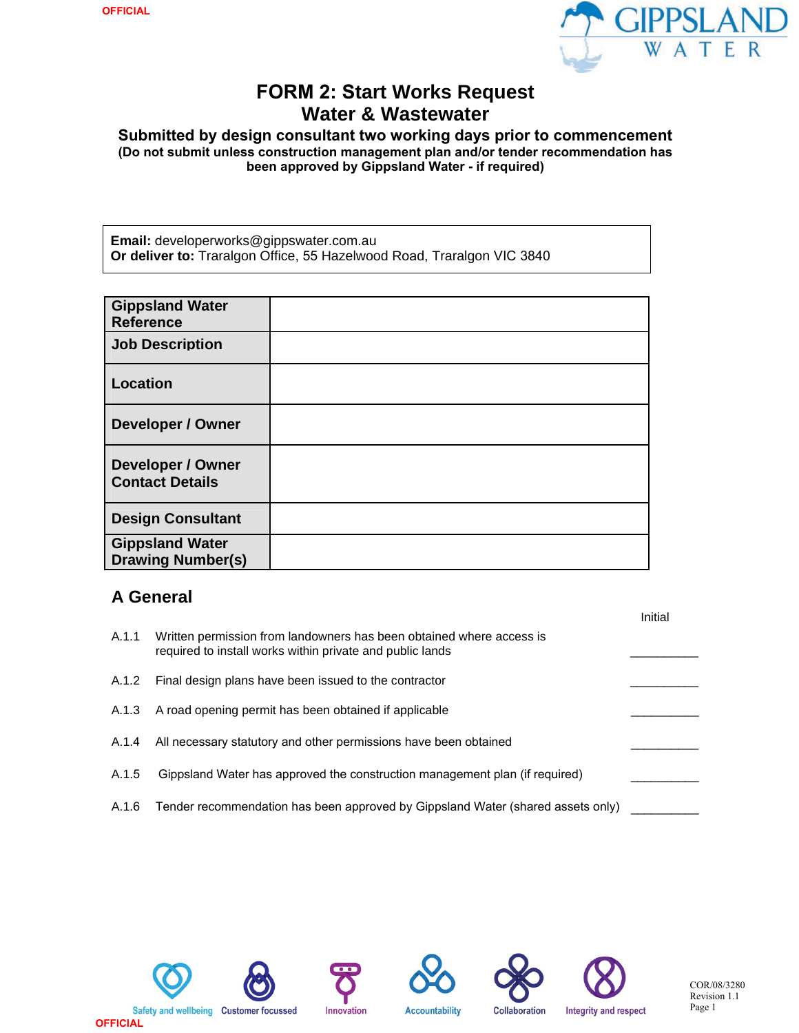# FORM 2: Start Works Request
# Water & Wastewater

### Submitted by design consultant two working days prior to commencement

**(Do not submit unless construction management plan and/or tender recommendation has been approved by Gippsland Water - if required)**

**Email:** developerworks@gippswater.com.au
**Or deliver to:** Traralgon Office, 55 Hazelwood Road, Traralgon VIC 3840

| | |
|---|---|
| **Gippsland Water Reference** | |
| **Job Description** | |
| **Location** | |
| **Developer / Owner** | |
| **Developer / Owner Contact Details** | |
| **Design Consultant** | |
| **Gippsland Water Drawing Number(s)** | |

## A General

| | | Initial |
|---|---|---|
| A.1.1 | Written permission from landowners has been obtained where access is required to install works within private and public lands | __________ |
| A.1.2 | Final design plans have been issued to the contractor | __________ |
| A.1.3 | A road opening permit has been obtained if applicable | __________ |
| A.1.4 | All necessary statutory and other permissions have been obtained | __________ |
| A.1.5 | Gippsland Water has approved the construction management plan (if required) | __________ |
| A.1.6 | Tender recommendation has been approved by Gippsland Water (shared assets only) | __________ |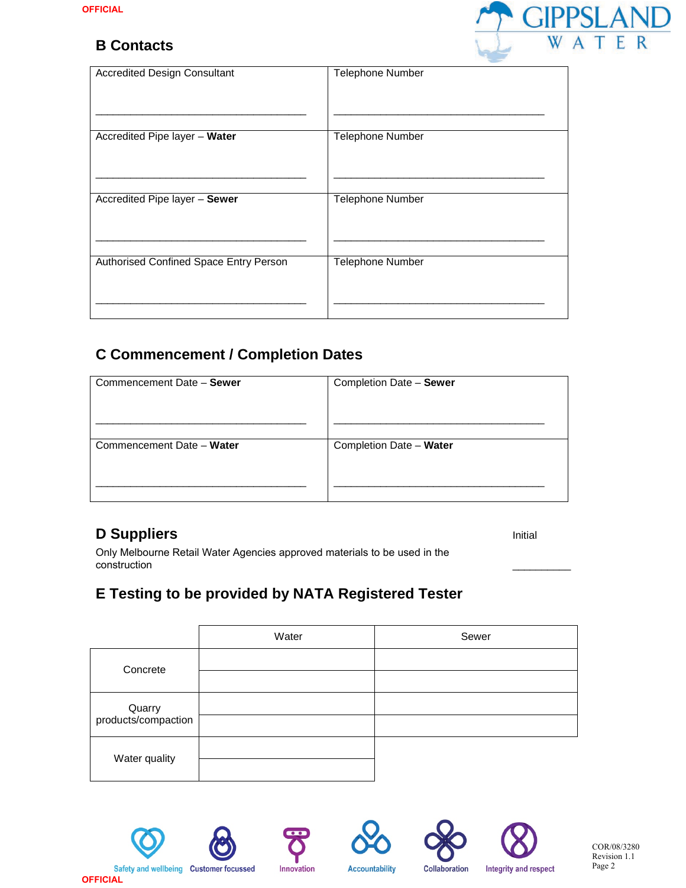## B Contacts

| Accredited Design Consultant | Telephone Number |
|---|---|
| ___________________________________ | ___________________________________ |
| Accredited Pipe layer – **Water** | Telephone Number |
| ___________________________________ | ___________________________________ |
| Accredited Pipe layer – **Sewer** | Telephone Number |
| ___________________________________ | ___________________________________ |
| Authorised Confined Space Entry Person | Telephone Number |
| ___________________________________ | ___________________________________ |

## C Commencement / Completion Dates

| Commencement Date – **Sewer** | Completion Date – **Sewer** |
|---|---|
| ___________________________________ | ___________________________________ |
| Commencement Date – **Water** | Completion Date – **Water** |
| ___________________________________ | ___________________________________ |

## D Suppliers

Only Melbourne Retail Water Agencies approved materials to be used in the construction

Initial __________

## E Testing to be provided by NATA Registered Tester

| | Water | Sewer |
|---|---|---|
| Concrete | | |
| | | |
| Quarry products/compaction | | |
| | | |
| Water quality | | |
| | | |

Safety and wellbeing | Customer focussed | Innovation | Accountability | Collaboration | Integrity and respect

COR/08/3280
Revision 1.1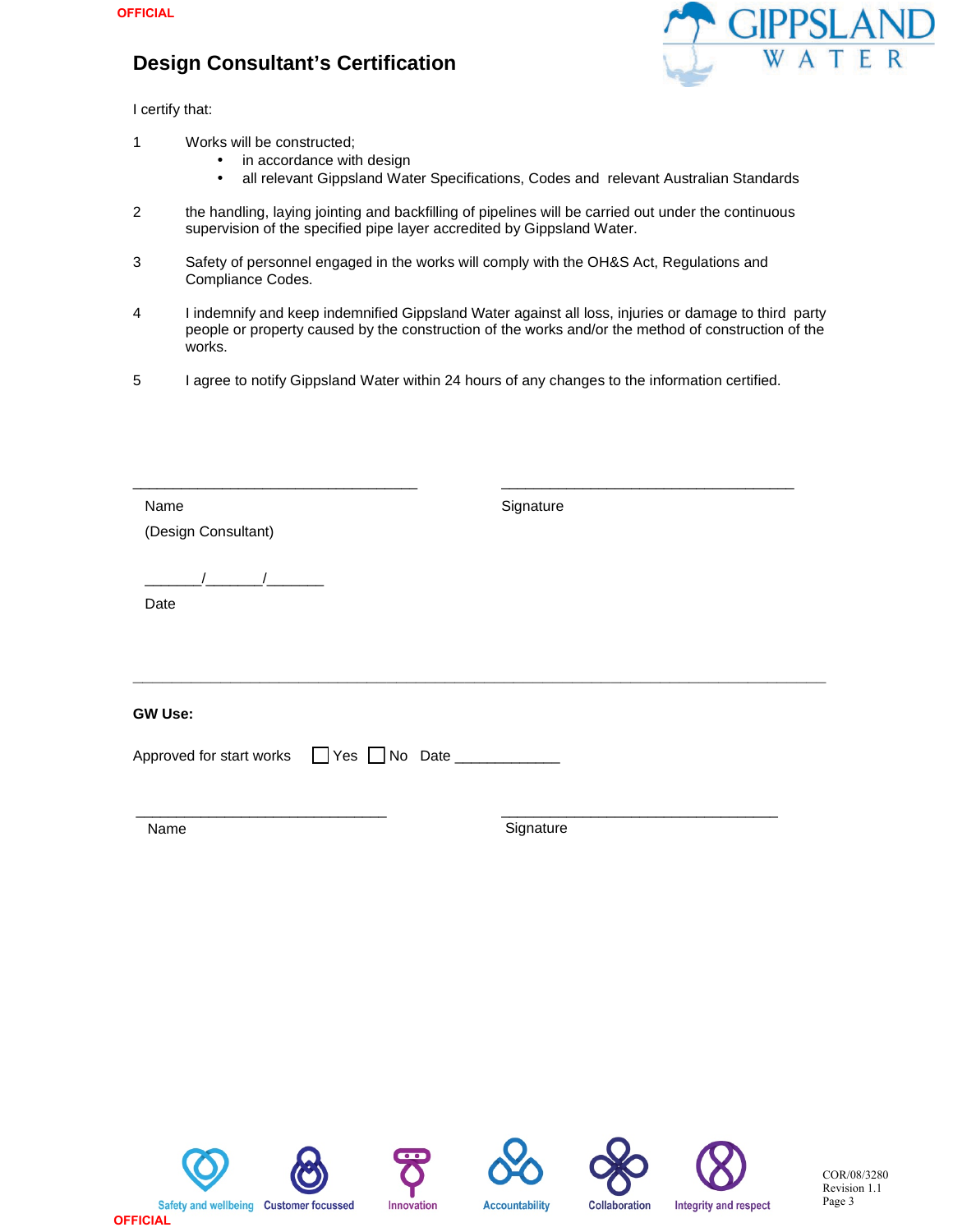# Design Consultant's Certification

I certify that:

1. Works will be constructed;
   - in accordance with design
   - all relevant Gippsland Water Specifications, Codes and relevant Australian Standards
2. the handling, laying jointing and backfilling of pipelines will be carried out under the continuous supervision of the specified pipe layer accredited by Gippsland Water.
3. Safety of personnel engaged in the works will comply with the OH&S Act, Regulations and Compliance Codes.
4. I indemnify and keep indemnified Gippsland Water against all loss, injuries or damage to third party people or property caused by the construction of the works and/or the method of construction of the works.
5. I agree to notify Gippsland Water within 24 hours of any changes to the information certified.

___________________________________ ___________________________________

Name (Design Consultant) Signature

_______/_______/_______

Date

---

**GW Use:**

Approved for start works ☐ Yes ☐ No Date _____________

___________________________________ ___________________________________

Name Signature

Safety and wellbeing Customer focussed Innovation Accountability Collaboration Integrity and respect

COR/08/3280
Revision 1.1